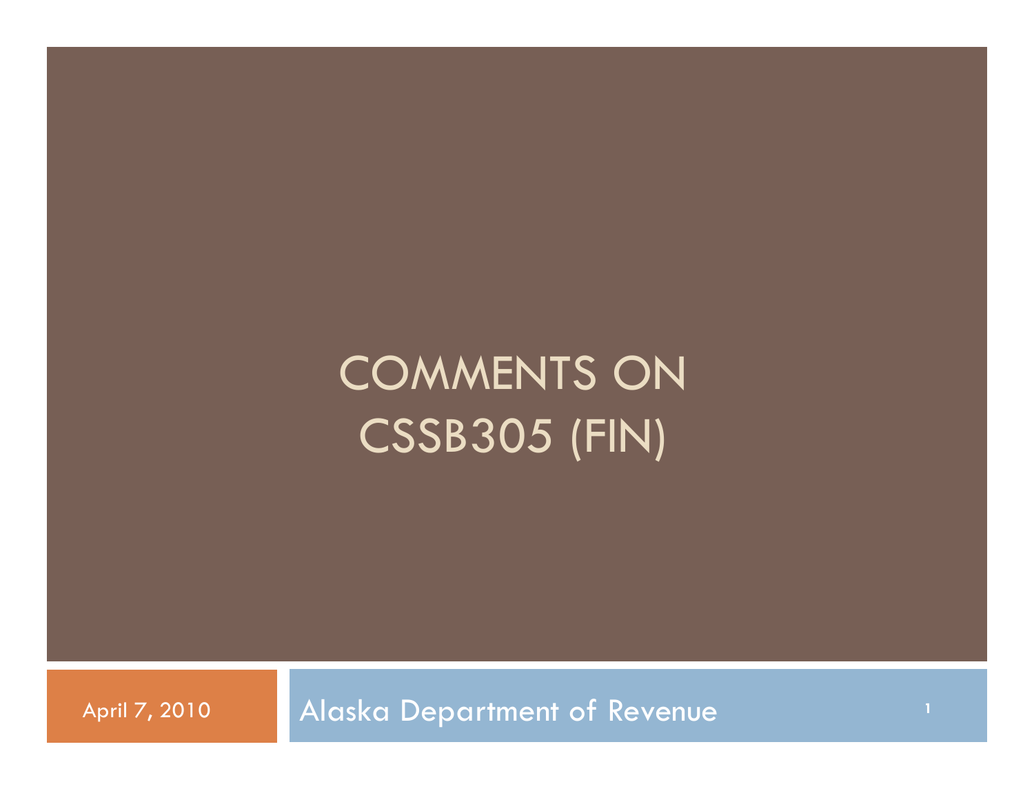# COMMENTS ON CSSB305 (FIN)

April 7, 2010

Alaska Department of Revenue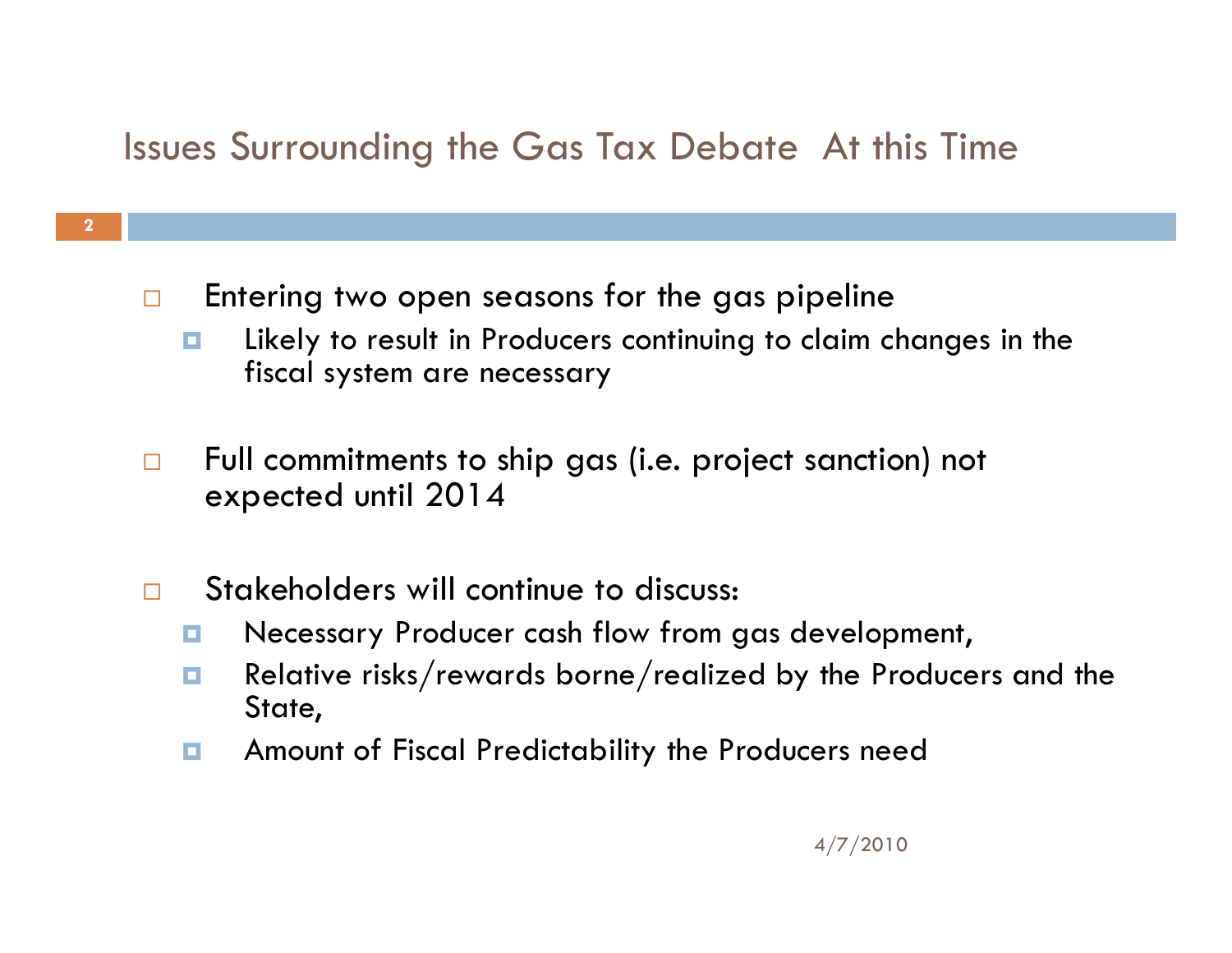## Issues Surrounding the Gas Tax Debate At this Time

- Entering two open seasons for the gas pipeline
  - Likely to result in Producers continuing to claim changes in the fiscal system are necessary

- Full commitments to ship gas (i.e. project sanction) not expected until 2014

- Stakeholders will continue to discuss:
  - Necessary Producer cash flow from gas development,
  - Relative risks/rewards borne/realized by the Producers and the State,
  - Amount of Fiscal Predictability the Producers need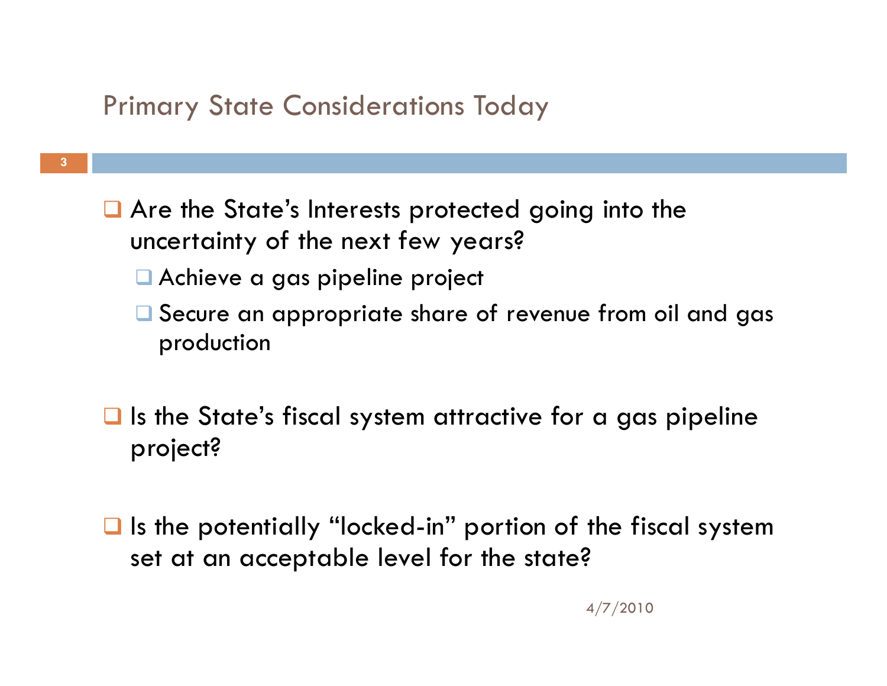## Primary State Considerations Today

- Are the State's Interests protected going into the uncertainty of the next few years?
  - Achieve a gas pipeline project
  - Secure an appropriate share of revenue from oil and gas production

- Is the State's fiscal system attractive for a gas pipeline project?

- Is the potentially "locked-in" portion of the fiscal system set at an acceptable level for the state?

4/7/2010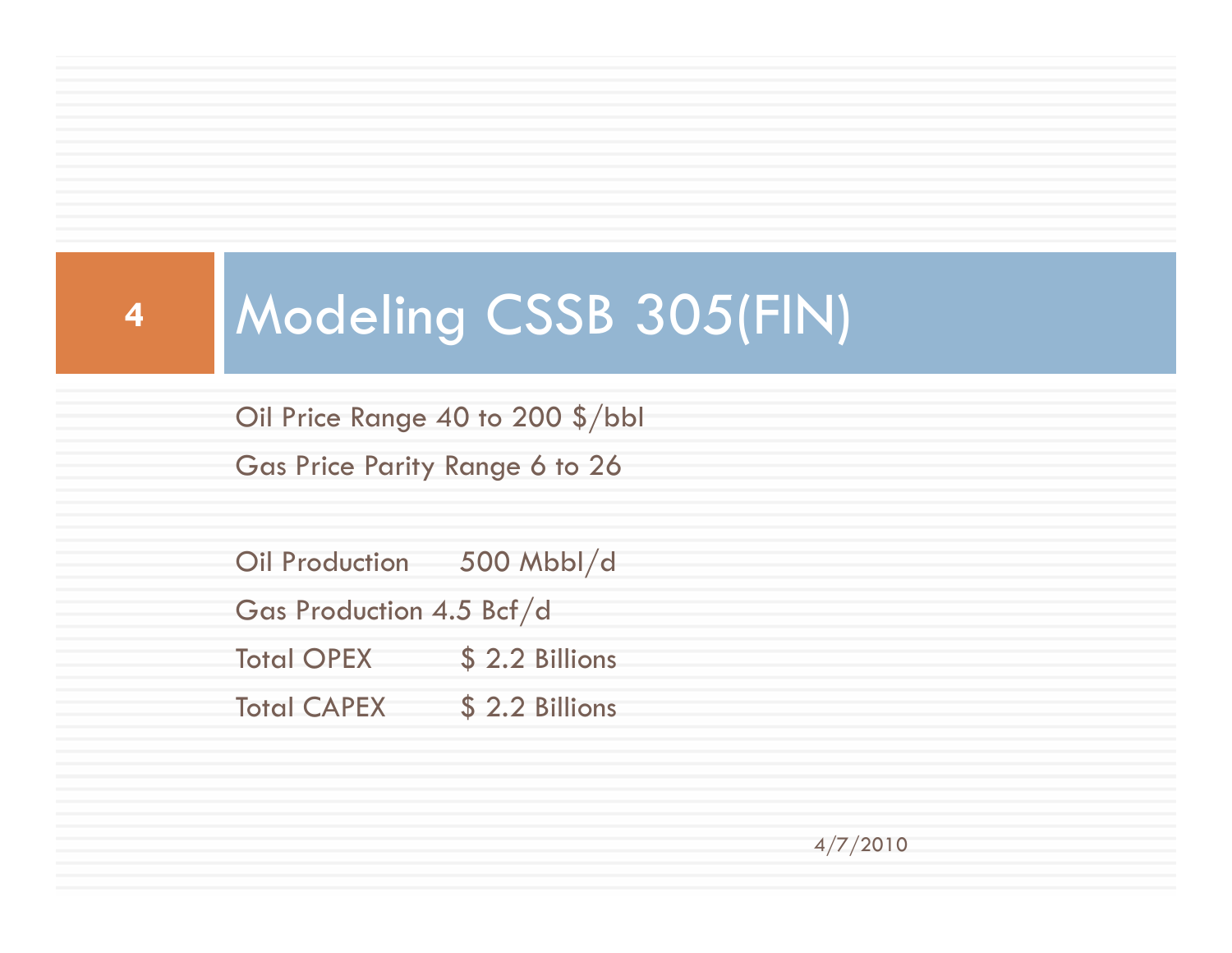# Modeling CSSB 305(FIN)

Oil Price Range 40 to 200 $/bbl

Gas Price Parity Range 6 to 26

| | |
|---|---|
| Oil Production | 500 Mbbl/d |
| Gas Production | 4.5 Bcf/d |
| Total OPEX | $ 2.2 Billions |
| Total CAPEX | $ 2.2 Billions |

4/7/2010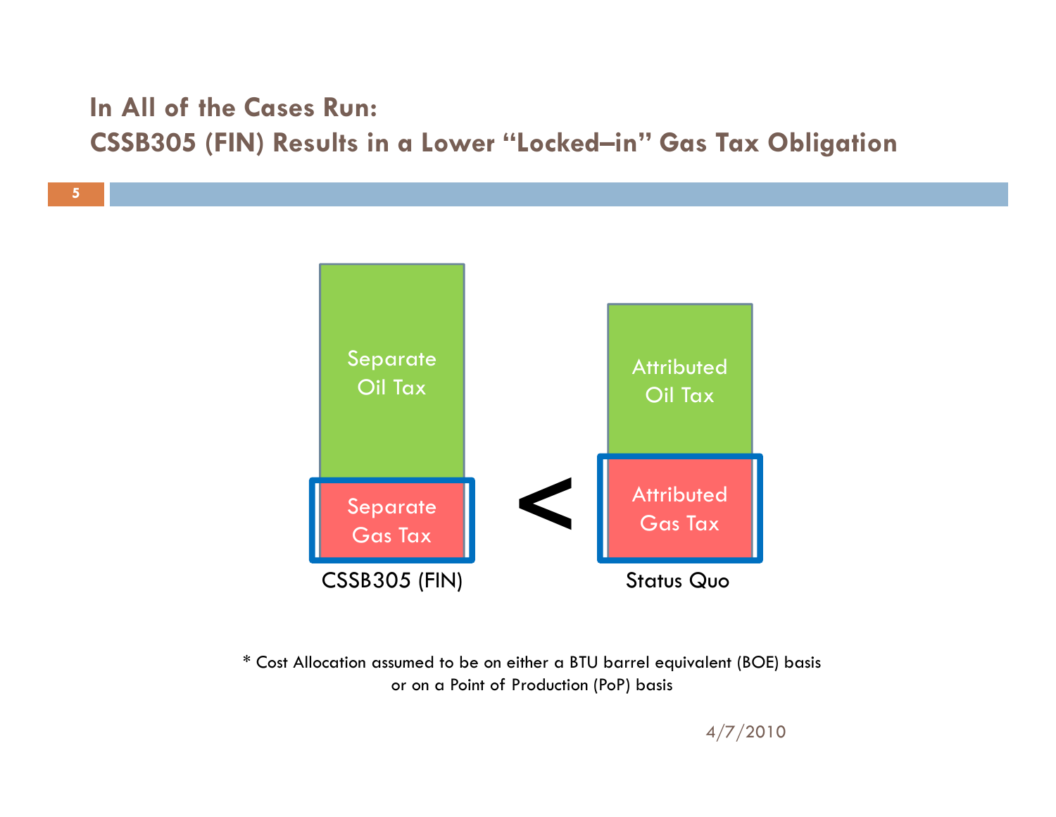## In All of the Cases Run:
## CSSB305 (FIN) Results in a Lower "Locked–in" Gas Tax Obligation

Separate Oil Tax

Separate Gas Tax

CSSB305 (FIN)

<

Attributed Oil Tax

Attributed Gas Tax

Status Quo

* Cost Allocation assumed to be on either a BTU barrel equivalent (BOE) basis or on a Point of Production (PoP) basis

4/7/2010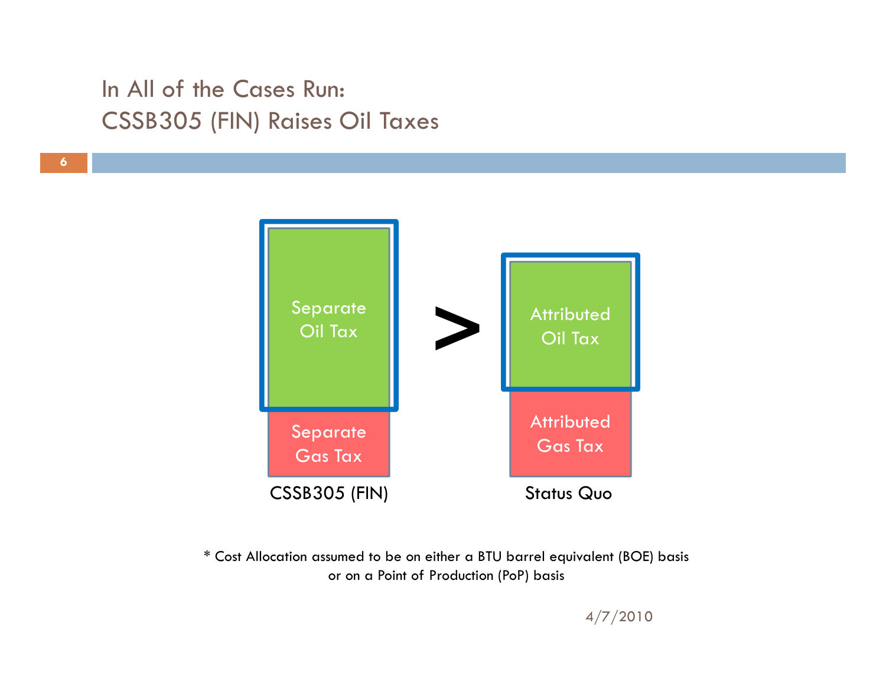# In All of the Cases Run: CSSB305 (FIN) Raises Oil Taxes

Separate Oil Tax

Separate Gas Tax

CSSB305 (FIN)

>

Attributed Oil Tax

Attributed Gas Tax

Status Quo

* Cost Allocation assumed to be on either a BTU barrel equivalent (BOE) basis or on a Point of Production (PoP) basis

4/7/2010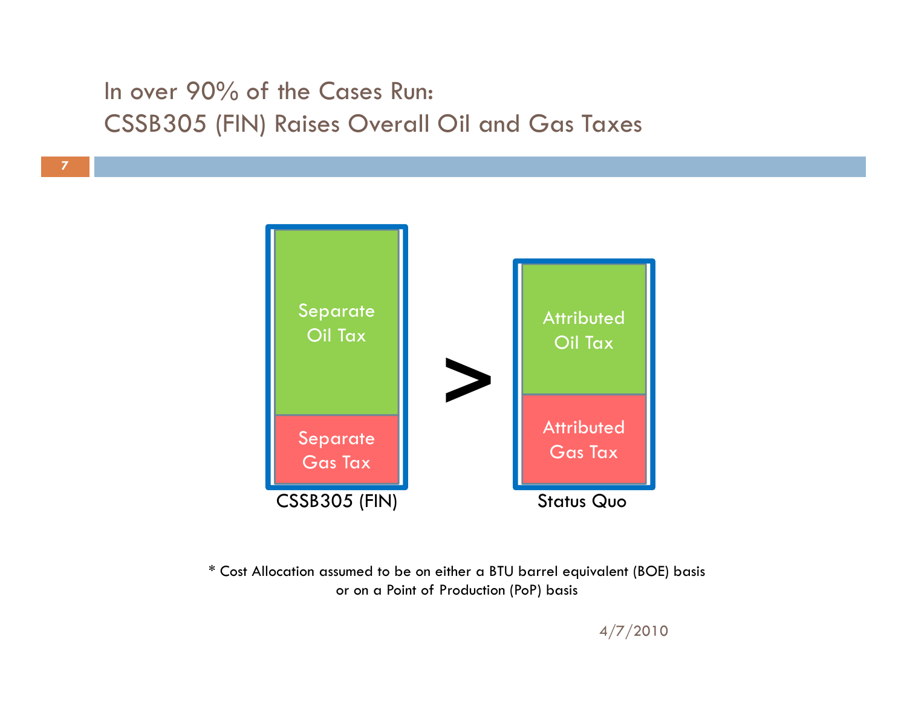# In over 90% of the Cases Run: CSSB305 (FIN) Raises Overall Oil and Gas Taxes

| CSSB305 (FIN) | | Status Quo |
| --- | --- | --- |
| Separate Oil Tax | > | Attributed Oil Tax |
| Separate Gas Tax | | Attributed Gas Tax |

* Cost Allocation assumed to be on either a BTU barrel equivalent (BOE) basis or on a Point of Production (PoP) basis

4/7/2010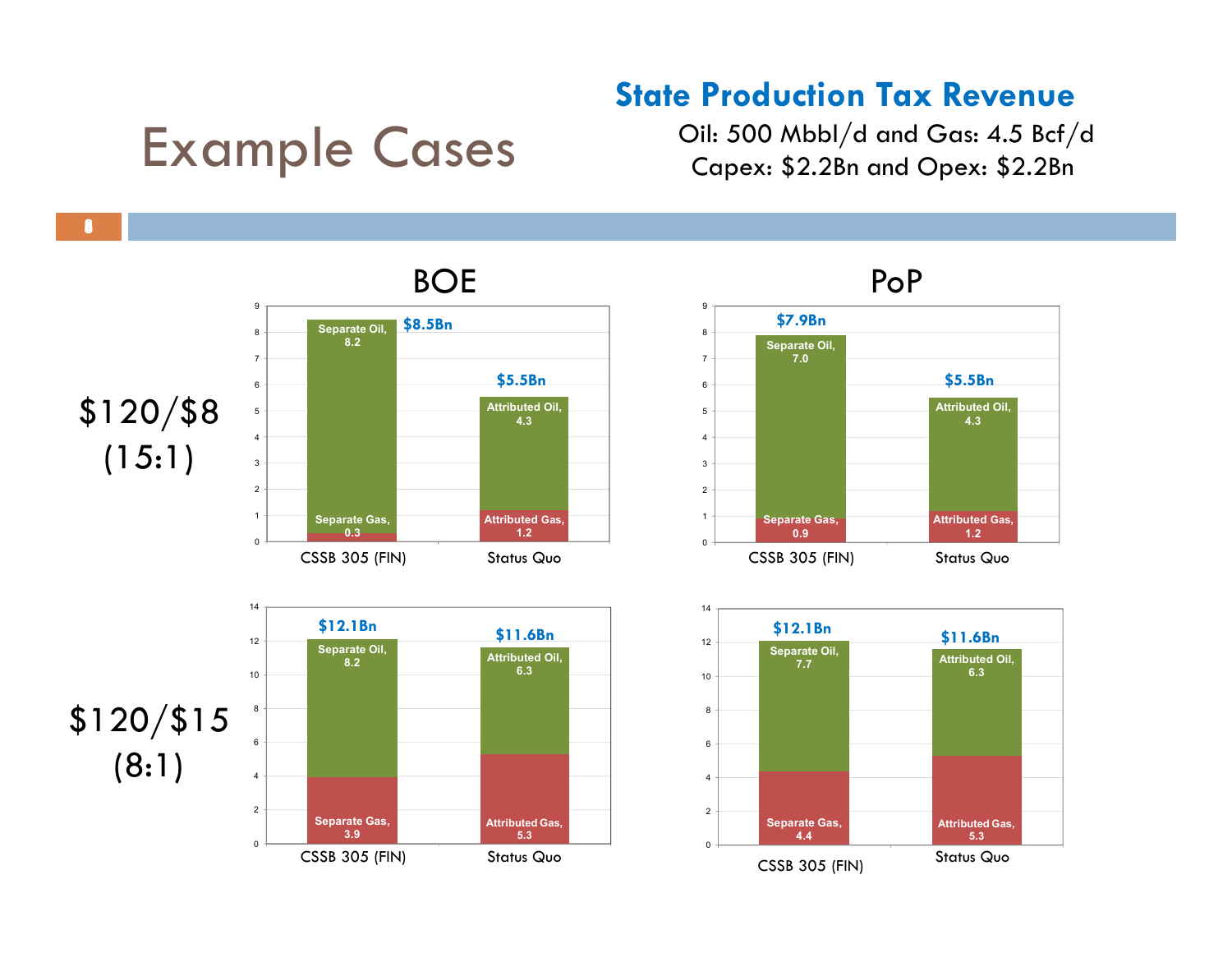# Example Cases

## State Production Tax Revenue

Oil: 500 Mbbl/d and Gas: 4.5 Bcf/d
Capex: $2.2Bn and Opex: $2.2Bn

| Price case | Method | Scenario | Oil component | Gas component | Total |
|---|---|---|---|---|---|
| $120/$8 (15:1) | BOE | CSSB 305 (FIN) | Separate Oil, 8.2 | Separate Gas, 0.3 | $8.5Bn |
| $120/$8 (15:1) | BOE | Status Quo | Attributed Oil, 4.3 | Attributed Gas, 1.2 | $5.5Bn |
| $120/$8 (15:1) | PoP | CSSB 305 (FIN) | Separate Oil, 7.0 | Separate Gas, 0.9 | $7.9Bn |
| $120/$8 (15:1) | PoP | Status Quo | Attributed Oil, 4.3 | Attributed Gas, 1.2 | $5.5Bn |
| $120/$15 (8:1) | BOE | CSSB 305 (FIN) | Separate Oil, 8.2 | Separate Gas, 3.9 | $12.1Bn |
| $120/$15 (8:1) | BOE | Status Quo | Attributed Oil, 6.3 | Attributed Gas, 5.3 | $11.6Bn |
| $120/$15 (8:1) | PoP | CSSB 305 (FIN) | Separate Oil, 7.7 | Separate Gas, 4.4 | $12.1Bn |
| $120/$15 (8:1) | PoP | Status Quo | Attributed Oil, 6.3 | Attributed Gas, 5.3 | $11.6Bn |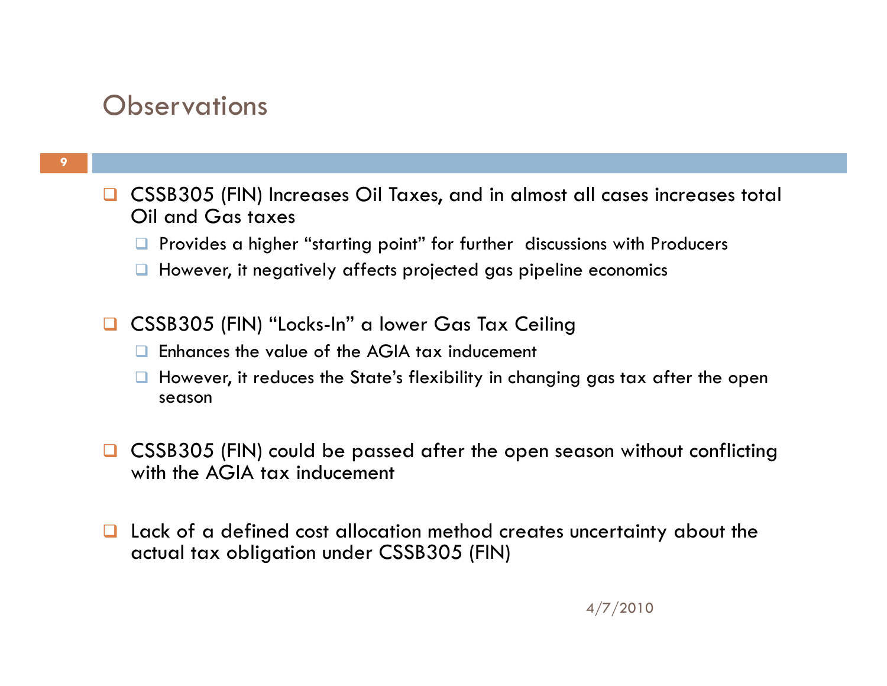# Observations

- CSSB305 (FIN) Increases Oil Taxes, and in almost all cases increases total Oil and Gas taxes
  - Provides a higher "starting point" for further discussions with Producers
  - However, it negatively affects projected gas pipeline economics

- CSSB305 (FIN) "Locks-In" a lower Gas Tax Ceiling
  - Enhances the value of the AGIA tax inducement
  - However, it reduces the State's flexibility in changing gas tax after the open season

- CSSB305 (FIN) could be passed after the open season without conflicting with the AGIA tax inducement

- Lack of a defined cost allocation method creates uncertainty about the actual tax obligation under CSSB305 (FIN)

4/7/2010